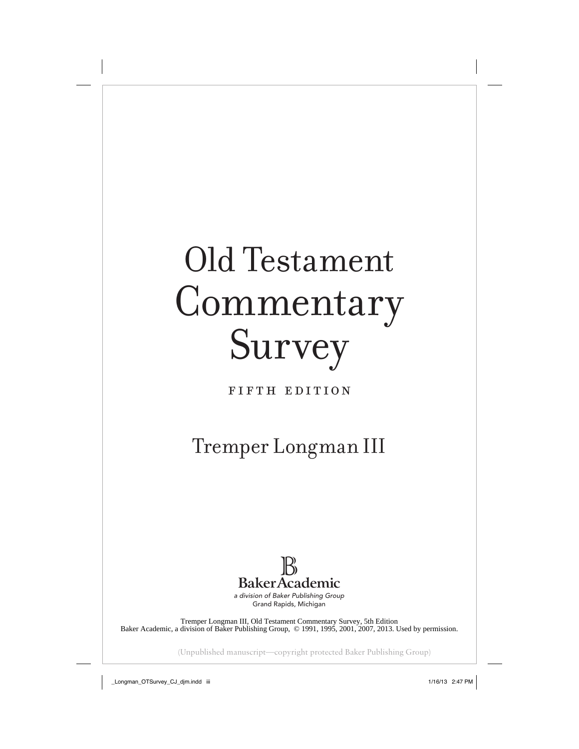# Old Testament Commentary Survey

FIFTH EDITION

Tremper Longman III

Baker Academic

*a division of Baker Publishing Group*

Grand Rapids, Michigan

Tremper Longman III, Old Testament Commentary Survey, 5th Edition
Baker Academic, a division of Baker Publishing Group, © 1991, 1995, 2001, 2007, 2013. Used by permission.

(Unpublished manuscript—copyright protected Baker Publishing Group)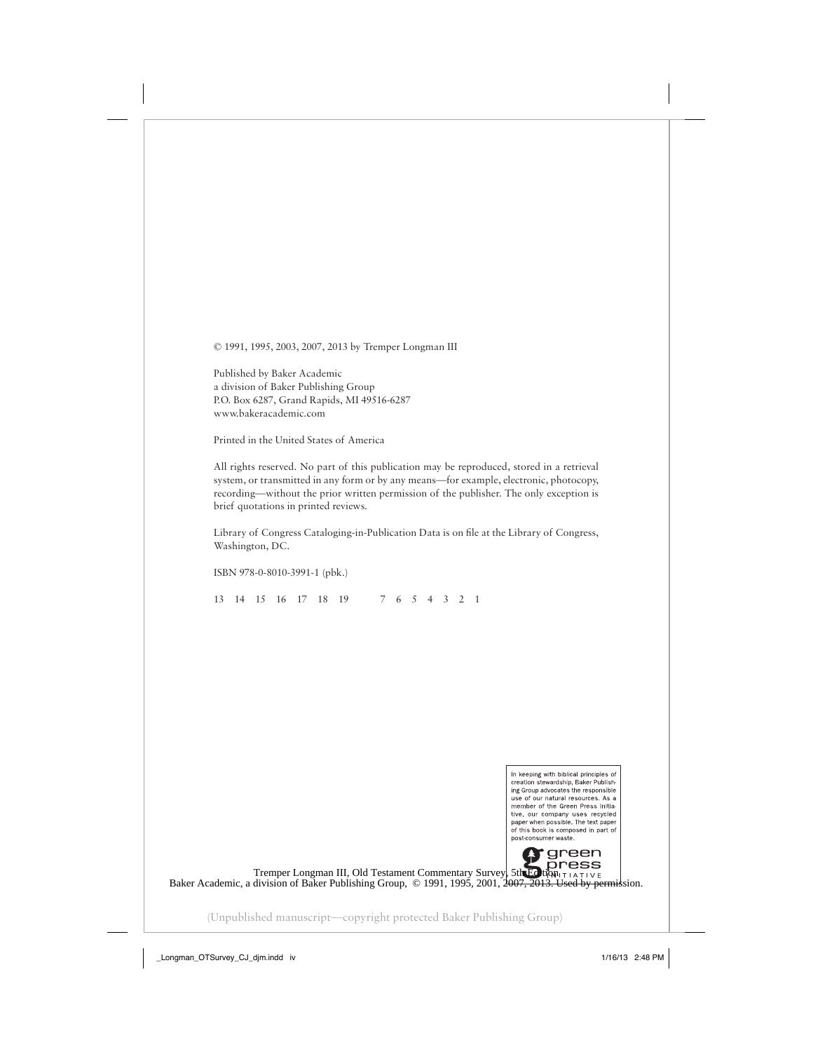© 1991, 1995, 2003, 2007, 2013 by Tremper Longman III

Published by Baker Academic
a division of Baker Publishing Group
P.O. Box 6287, Grand Rapids, MI 49516-6287
www.bakeracademic.com

Printed in the United States of America

All rights reserved. No part of this publication may be reproduced, stored in a retrieval system, or transmitted in any form or by any means—for example, electronic, photocopy, recording—without the prior written permission of the publisher. The only exception is brief quotations in printed reviews.

Library of Congress Cataloging-in-Publication Data is on file at the Library of Congress, Washington, DC.

ISBN 978-0-8010-3991-1 (pbk.)

13 14 15 16 17 18 19   7 6 5 4 3 2 1

In keeping with biblical principles of creation stewardship, Baker Publishing Group advocates the responsible use of our natural resources. As a member of the Green Press Initiative, our company uses recycled paper when possible. The text paper of this book is composed in part of post-consumer waste.

green press INITIATIVE

Tremper Longman III, Old Testament Commentary Survey, 5th Edition
Baker Academic, a division of Baker Publishing Group, © 1991, 1995, 2001, 2007, 2013. Used by permission.

(Unpublished manuscript—copyright protected Baker Publishing Group)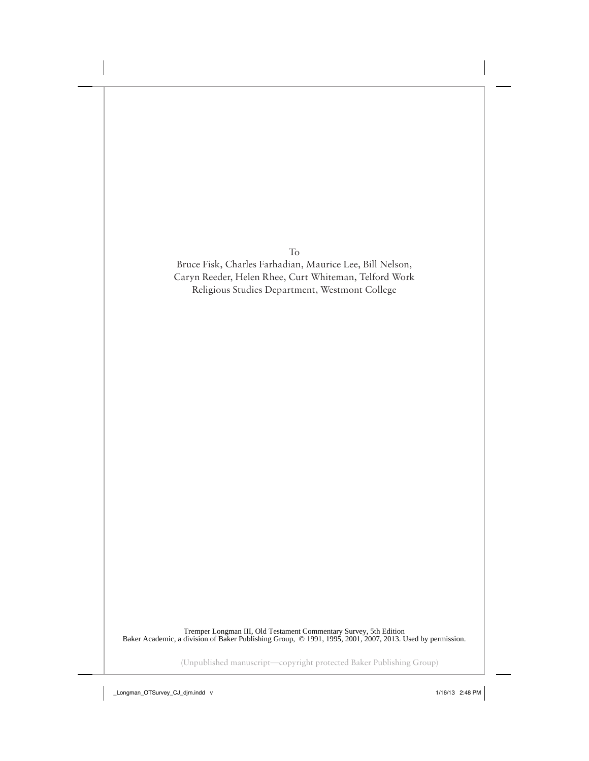To

Bruce Fisk, Charles Farhadian, Maurice Lee, Bill Nelson, Caryn Reeder, Helen Rhee, Curt Whiteman, Telford Work

Religious Studies Department, Westmont College

Tremper Longman III, Old Testament Commentary Survey, 5th Edition
Baker Academic, a division of Baker Publishing Group, © 1991, 1995, 2001, 2007, 2013. Used by permission.

(Unpublished manuscript—copyright protected Baker Publishing Group)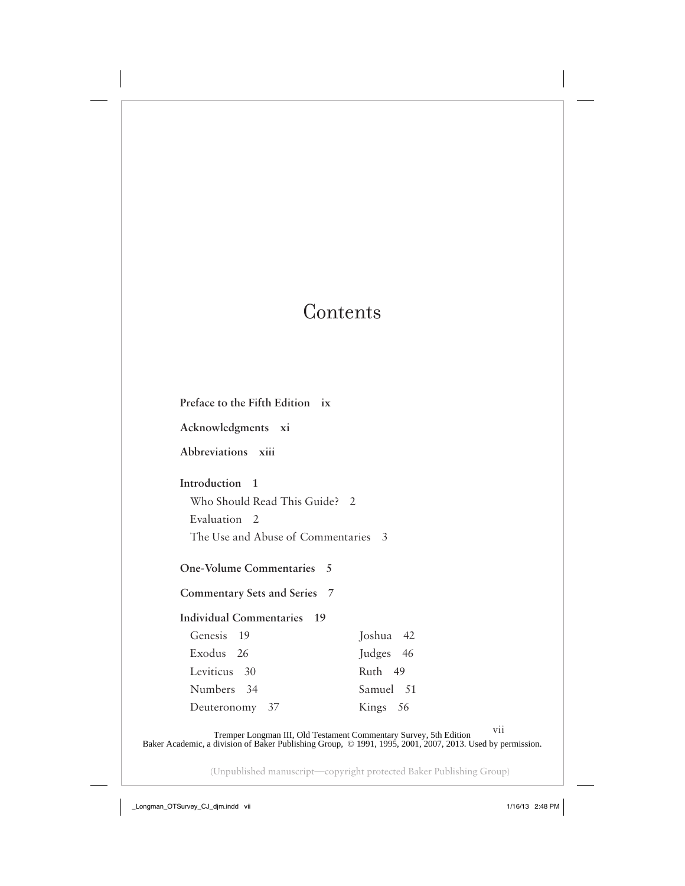# Contents

**Preface to the Fifth Edition** ix

**Acknowledgments** xi

**Abbreviations** xiii

**Introduction** 1

- Who Should Read This Guide? 2
- Evaluation 2
- The Use and Abuse of Commentaries 3

**One-Volume Commentaries** 5

**Commentary Sets and Series** 7

**Individual Commentaries** 19

- Genesis 19
- Exodus 26
- Leviticus 30
- Numbers 34
- Deuteronomy 37
- Joshua 42
- Judges 46
- Ruth 49
- Samuel 51
- Kings 56

Tremper Longman III, Old Testament Commentary Survey, 5th Edition
Baker Academic, a division of Baker Publishing Group, © 1991, 1995, 2001, 2007, 2013. Used by permission.

(Unpublished manuscript—copyright protected Baker Publishing Group)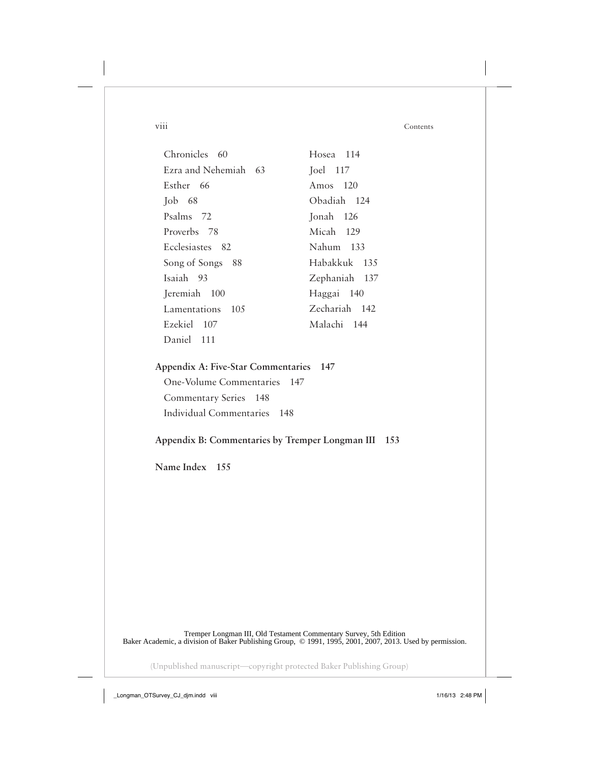Chronicles 60
Ezra and Nehemiah 63
Esther 66
Job 68
Psalms 72
Proverbs 78
Ecclesiastes 82
Song of Songs 88
Isaiah 93
Jeremiah 100
Lamentations 105
Ezekiel 107
Daniel 111
Hosea 114
Joel 117
Amos 120
Obadiah 124
Jonah 126
Micah 129
Nahum 133
Habakkuk 135
Zephaniah 137
Haggai 140
Zechariah 142
Malachi 144

**Appendix A: Five-Star Commentaries 147**

One-Volume Commentaries 147
Commentary Series 148
Individual Commentaries 148

**Appendix B: Commentaries by Tremper Longman III 153**

**Name Index 155**

Tremper Longman III, Old Testament Commentary Survey, 5th Edition
Baker Academic, a division of Baker Publishing Group, © 1991, 1995, 2001, 2007, 2013. Used by permission.

(Unpublished manuscript—copyright protected Baker Publishing Group)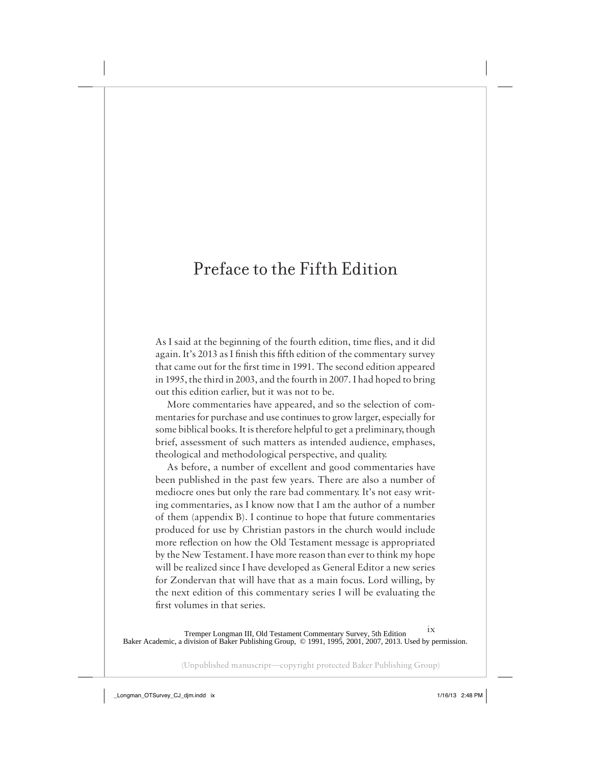# Preface to the Fifth Edition

As I said at the beginning of the fourth edition, time flies, and it did again. It's 2013 as I finish this fifth edition of the commentary survey that came out for the first time in 1991. The second edition appeared in 1995, the third in 2003, and the fourth in 2007. I had hoped to bring out this edition earlier, but it was not to be.

More commentaries have appeared, and so the selection of commentaries for purchase and use continues to grow larger, especially for some biblical books. It is therefore helpful to get a preliminary, though brief, assessment of such matters as intended audience, emphases, theological and methodological perspective, and quality.

As before, a number of excellent and good commentaries have been published in the past few years. There are also a number of mediocre ones but only the rare bad commentary. It's not easy writing commentaries, as I know now that I am the author of a number of them (appendix B). I continue to hope that future commentaries produced for use by Christian pastors in the church would include more reflection on how the Old Testament message is appropriated by the New Testament. I have more reason than ever to think my hope will be realized since I have developed as General Editor a new series for Zondervan that will have that as a main focus. Lord willing, by the next edition of this commentary series I will be evaluating the first volumes in that series.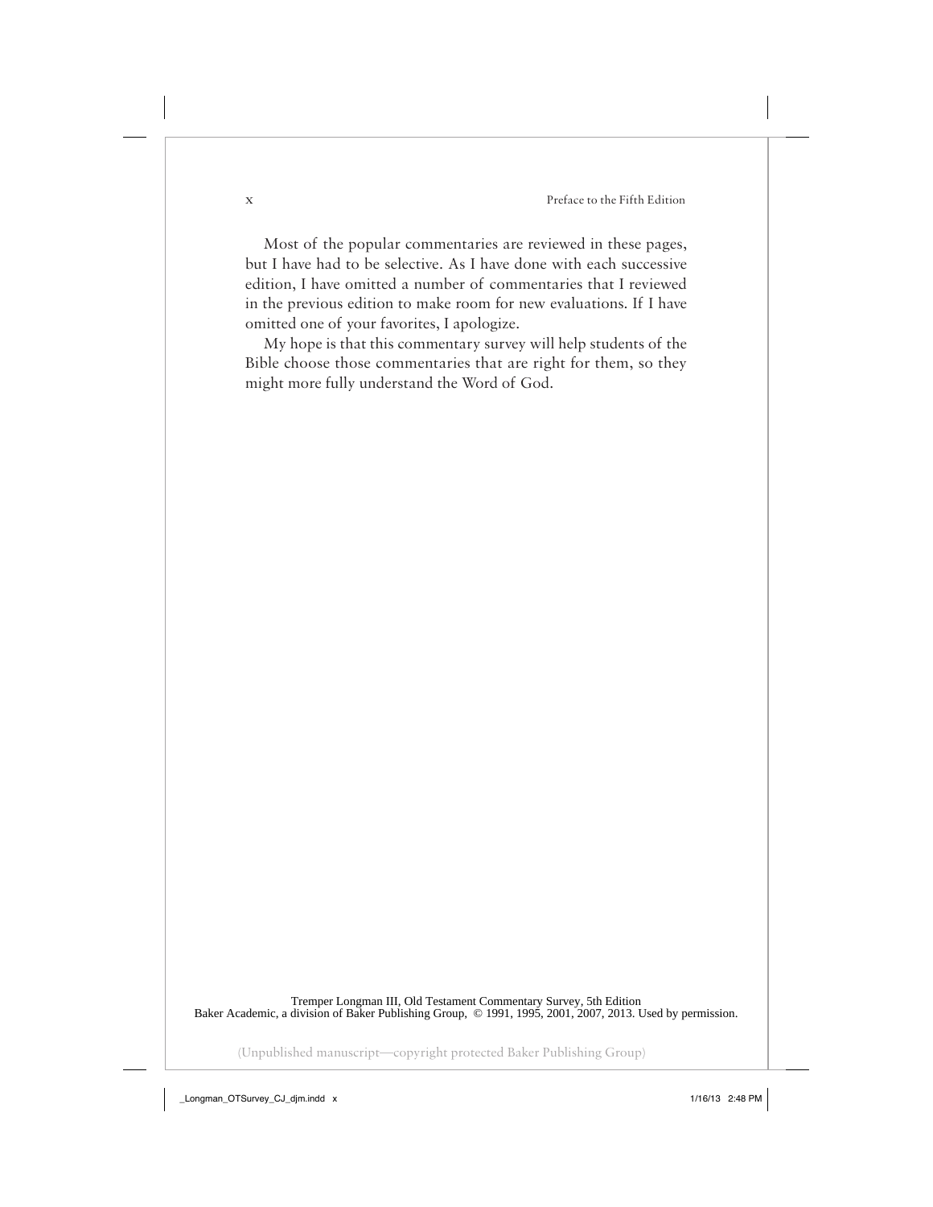Most of the popular commentaries are reviewed in these pages, but I have had to be selective. As I have done with each successive edition, I have omitted a number of commentaries that I reviewed in the previous edition to make room for new evaluations. If I have omitted one of your favorites, I apologize.

My hope is that this commentary survey will help students of the Bible choose those commentaries that are right for them, so they might more fully understand the Word of God.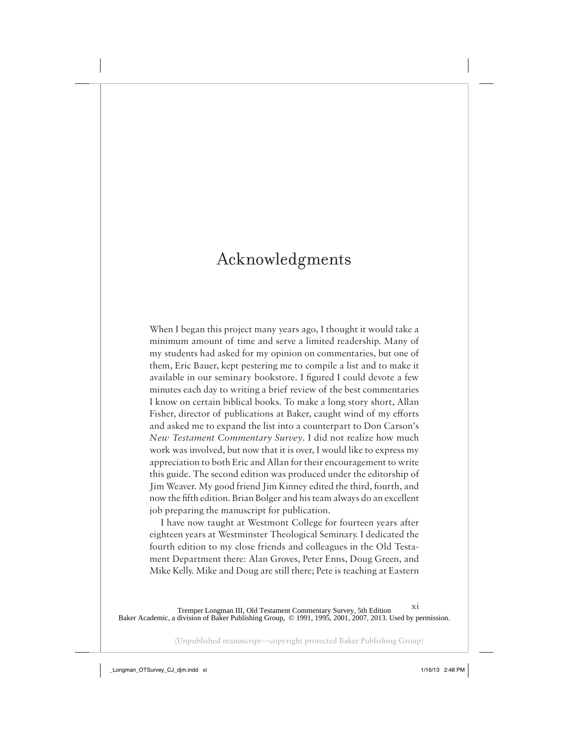# Acknowledgments

When I began this project many years ago, I thought it would take a minimum amount of time and serve a limited readership. Many of my students had asked for my opinion on commentaries, but one of them, Eric Bauer, kept pestering me to compile a list and to make it available in our seminary bookstore. I figured I could devote a few minutes each day to writing a brief review of the best commentaries I know on certain biblical books. To make a long story short, Allan Fisher, director of publications at Baker, caught wind of my efforts and asked me to expand the list into a counterpart to Don Carson's *New Testament Commentary Survey*. I did not realize how much work was involved, but now that it is over, I would like to express my appreciation to both Eric and Allan for their encouragement to write this guide. The second edition was produced under the editorship of Jim Weaver. My good friend Jim Kinney edited the third, fourth, and now the fifth edition. Brian Bolger and his team always do an excellent job preparing the manuscript for publication.

I have now taught at Westmont College for fourteen years after eighteen years at Westminster Theological Seminary. I dedicated the fourth edition to my close friends and colleagues in the Old Testament Department there: Alan Groves, Peter Enns, Doug Green, and Mike Kelly. Mike and Doug are still there; Pete is teaching at Eastern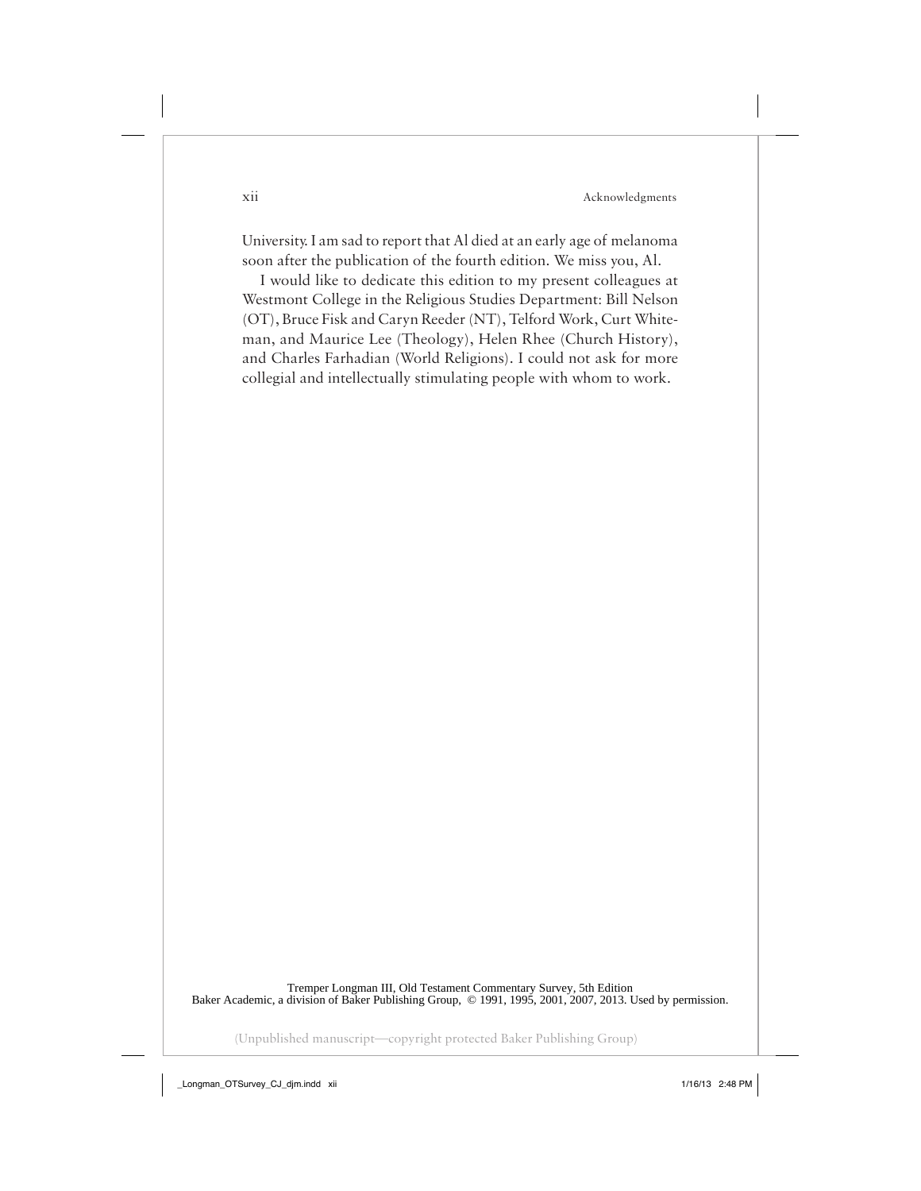University. I am sad to report that Al died at an early age of melanoma soon after the publication of the fourth edition. We miss you, Al.

I would like to dedicate this edition to my present colleagues at Westmont College in the Religious Studies Department: Bill Nelson (OT), Bruce Fisk and Caryn Reeder (NT), Telford Work, Curt Whiteman, and Maurice Lee (Theology), Helen Rhee (Church History), and Charles Farhadian (World Religions). I could not ask for more collegial and intellectually stimulating people with whom to work.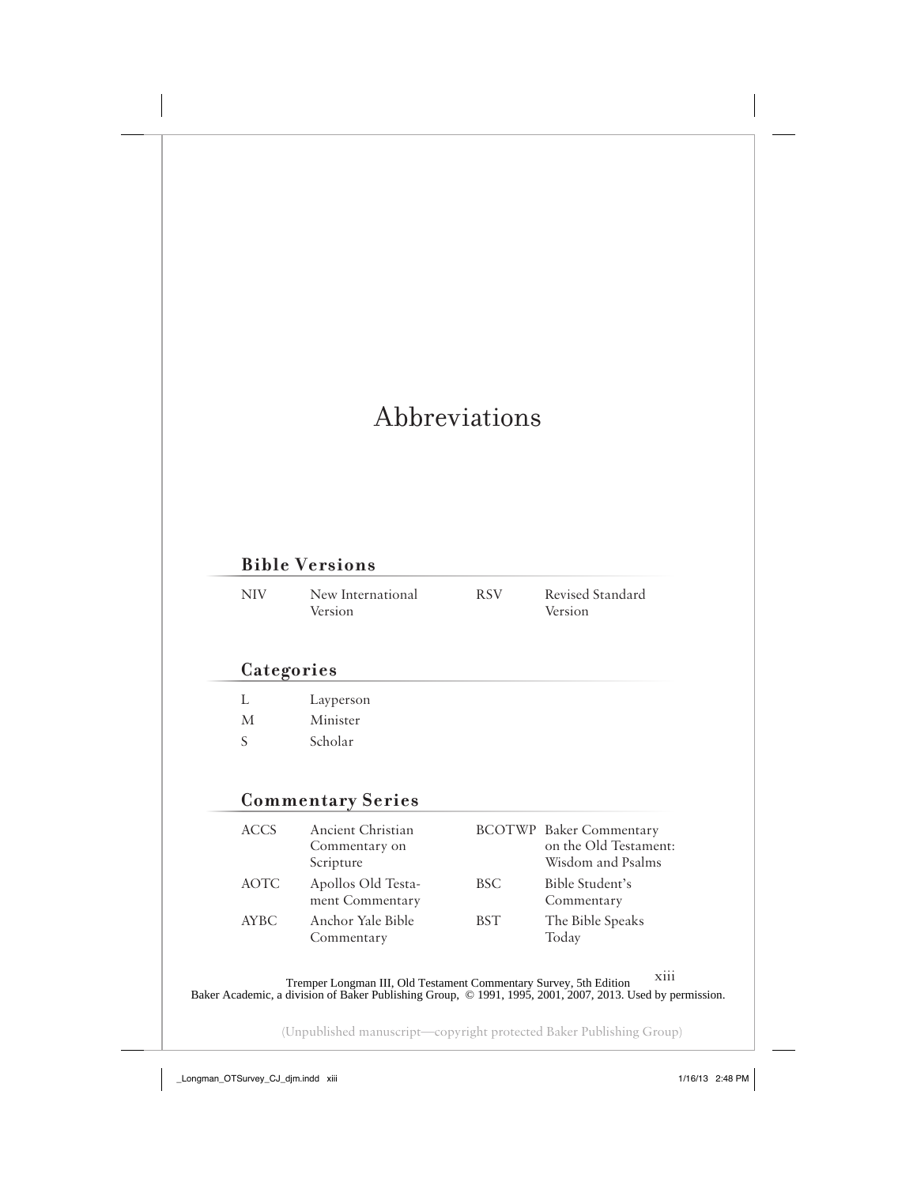# Abbreviations

## Bible Versions

| | | | |
|---|---|---|---|
| NIV | New International Version | RSV | Revised Standard Version |

## Categories

| | |
|---|---|
| L | Layperson |
| M | Minister |
| S | Scholar |

## Commentary Series

| | | | |
|---|---|---|---|
| ACCS | Ancient Christian Commentary on Scripture | BCOTWP | Baker Commentary on the Old Testament: Wisdom and Psalms |
| AOTC | Apollos Old Testament Commentary | BSC | Bible Student's Commentary |
| AYBC | Anchor Yale Bible Commentary | BST | The Bible Speaks Today |

Tremper Longman III, Old Testament Commentary Survey, 5th Edition
Baker Academic, a division of Baker Publishing Group, © 1991, 1995, 2001, 2007, 2013. Used by permission.

(Unpublished manuscript—copyright protected Baker Publishing Group)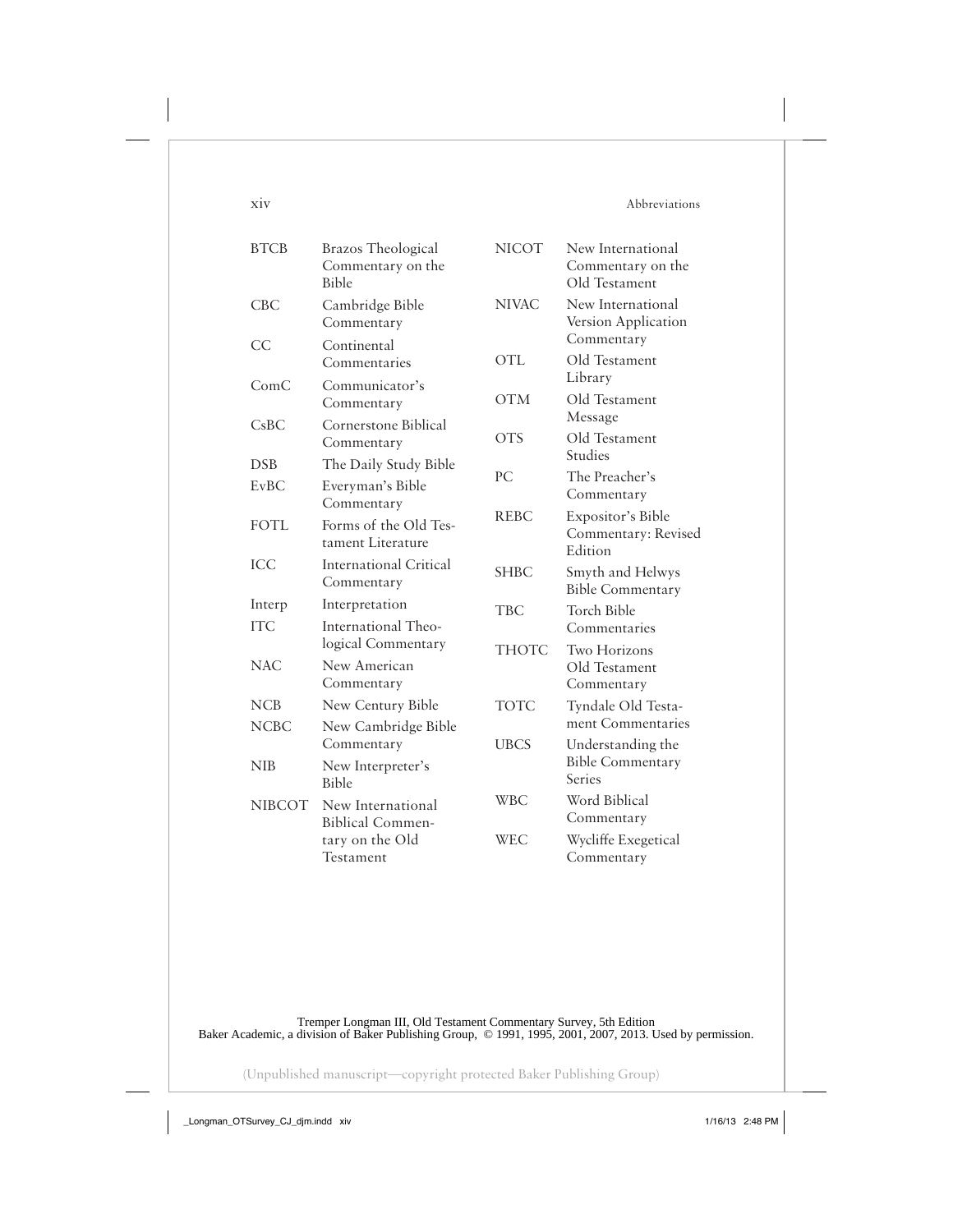| Abbreviation | Title |
| --- | --- |
| BTCB | Brazos Theological Commentary on the Bible |
| CBC | Cambridge Bible Commentary |
| CC | Continental Commentaries |
| ComC | Communicator's Commentary |
| CsBC | Cornerstone Biblical Commentary |
| DSB | The Daily Study Bible |
| EvBC | Everyman's Bible Commentary |
| FOTL | Forms of the Old Testament Literature |
| ICC | International Critical Commentary |
| Interp | Interpretation |
| ITC | International Theological Commentary |
| NAC | New American Commentary |
| NCB | New Century Bible |
| NCBC | New Cambridge Bible Commentary |
| NIB | New Interpreter's Bible |
| NIBCOT | New International Biblical Commentary on the Old Testament |
| NICOT | New International Commentary on the Old Testament |
| NIVAC | New International Version Application Commentary |
| OTL | Old Testament Library |
| OTM | Old Testament Message |
| OTS | Old Testament Studies |
| PC | The Preacher's Commentary |
| REBC | Expositor's Bible Commentary: Revised Edition |
| SHBC | Smyth and Helwys Bible Commentary |
| TBC | Torch Bible Commentaries |
| THOTC | Two Horizons Old Testament Commentary |
| TOTC | Tyndale Old Testament Commentaries |
| UBCS | Understanding the Bible Commentary Series |
| WBC | Word Biblical Commentary |
| WEC | Wycliffe Exegetical Commentary |

Tremper Longman III, Old Testament Commentary Survey, 5th Edition
Baker Academic, a division of Baker Publishing Group, © 1991, 1995, 2001, 2007, 2013. Used by permission.

(Unpublished manuscript—copyright protected Baker Publishing Group)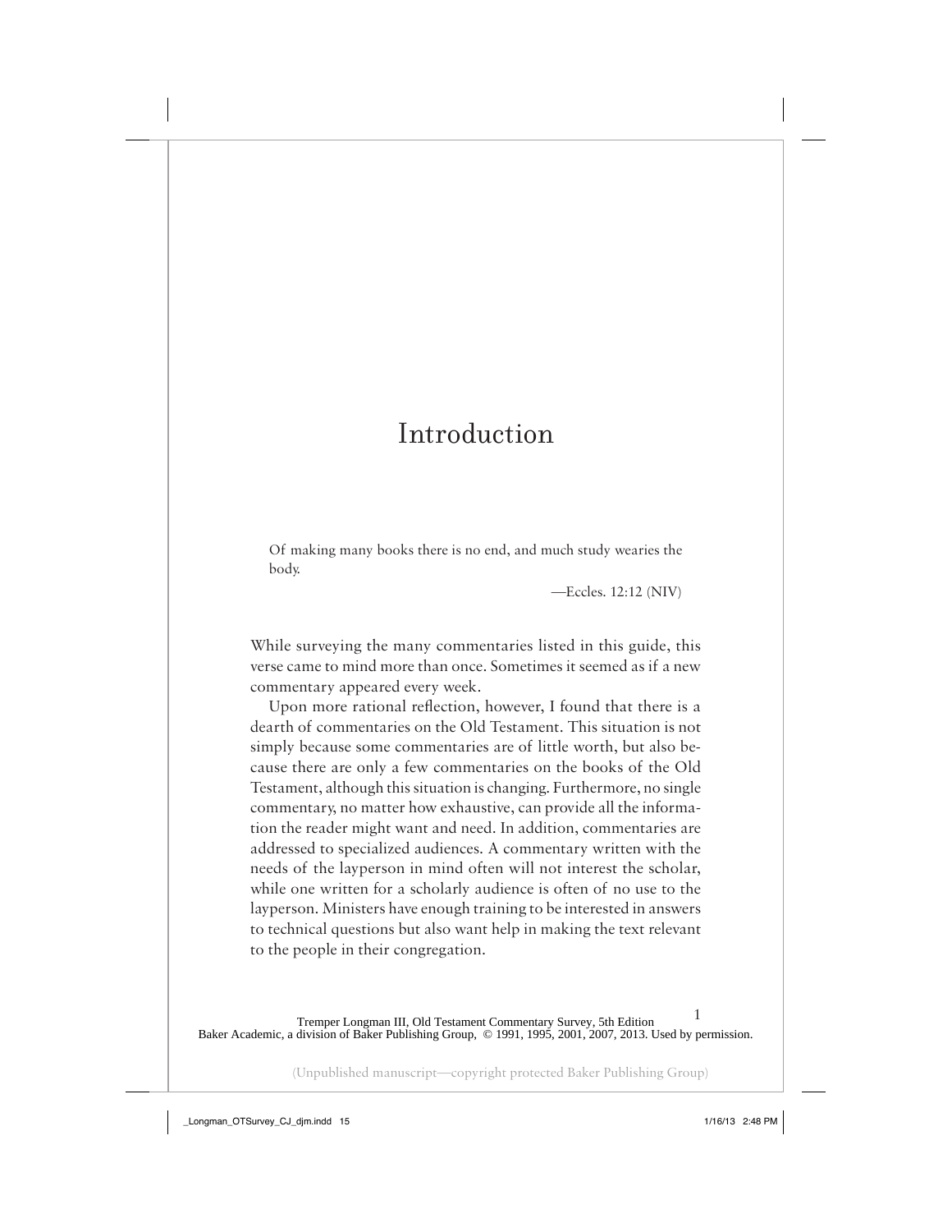# Introduction

> Of making many books there is no end, and much study wearies the body.
>
> —Eccles. 12:12 (NIV)

While surveying the many commentaries listed in this guide, this verse came to mind more than once. Sometimes it seemed as if a new commentary appeared every week.

Upon more rational reflection, however, I found that there is a dearth of commentaries on the Old Testament. This situation is not simply because some commentaries are of little worth, but also because there are only a few commentaries on the books of the Old Testament, although this situation is changing. Furthermore, no single commentary, no matter how exhaustive, can provide all the information the reader might want and need. In addition, commentaries are addressed to specialized audiences. A commentary written with the needs of the layperson in mind often will not interest the scholar, while one written for a scholarly audience is often of no use to the layperson. Ministers have enough training to be interested in answers to technical questions but also want help in making the text relevant to the people in their congregation.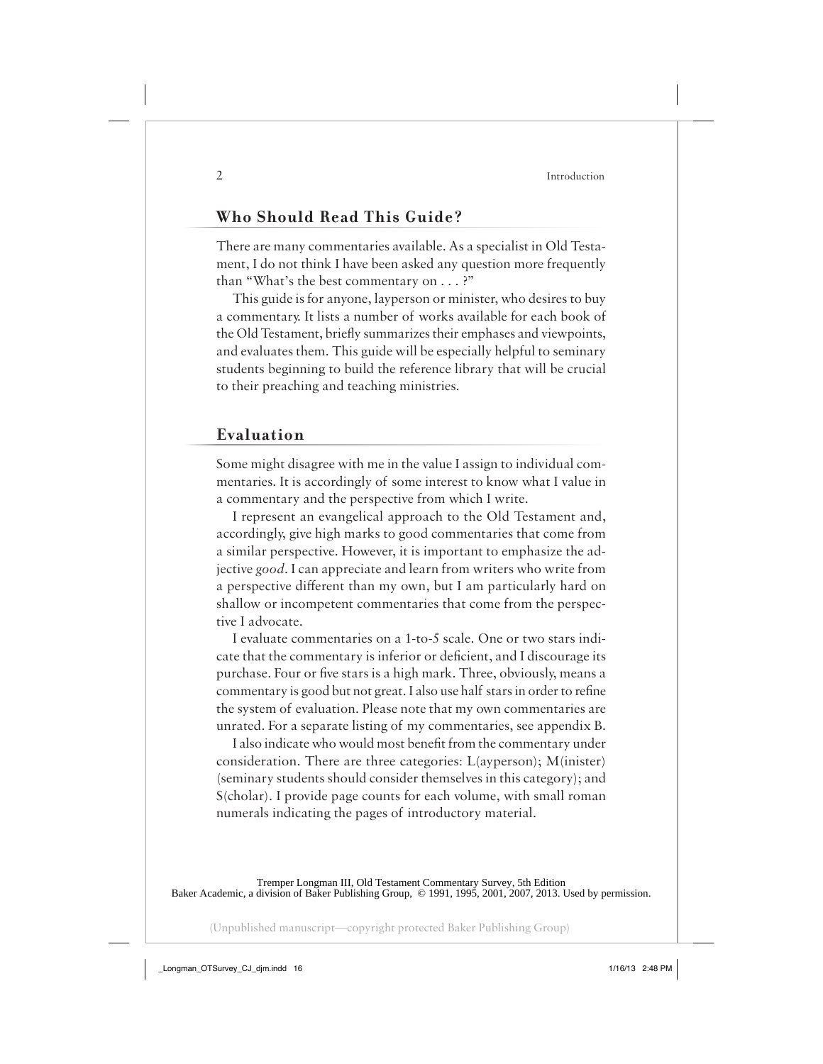## Who Should Read This Guide?

There are many commentaries available. As a specialist in Old Testament, I do not think I have been asked any question more frequently than "What's the best commentary on . . . ?"

This guide is for anyone, layperson or minister, who desires to buy a commentary. It lists a number of works available for each book of the Old Testament, briefly summarizes their emphases and viewpoints, and evaluates them. This guide will be especially helpful to seminary students beginning to build the reference library that will be crucial to their preaching and teaching ministries.

## Evaluation

Some might disagree with me in the value I assign to individual commentaries. It is accordingly of some interest to know what I value in a commentary and the perspective from which I write.

I represent an evangelical approach to the Old Testament and, accordingly, give high marks to good commentaries that come from a similar perspective. However, it is important to emphasize the adjective *good*. I can appreciate and learn from writers who write from a perspective different than my own, but I am particularly hard on shallow or incompetent commentaries that come from the perspective I advocate.

I evaluate commentaries on a 1-to-5 scale. One or two stars indicate that the commentary is inferior or deficient, and I discourage its purchase. Four or five stars is a high mark. Three, obviously, means a commentary is good but not great. I also use half stars in order to refine the system of evaluation. Please note that my own commentaries are unrated. For a separate listing of my commentaries, see appendix B.

I also indicate who would most benefit from the commentary under consideration. There are three categories: L(ayperson); M(inister) (seminary students should consider themselves in this category); and S(cholar). I provide page counts for each volume, with small roman numerals indicating the pages of introductory material.

Tremper Longman III, Old Testament Commentary Survey, 5th Edition
Baker Academic, a division of Baker Publishing Group, © 1991, 1995, 2001, 2007, 2013. Used by permission.

(Unpublished manuscript—copyright protected Baker Publishing Group)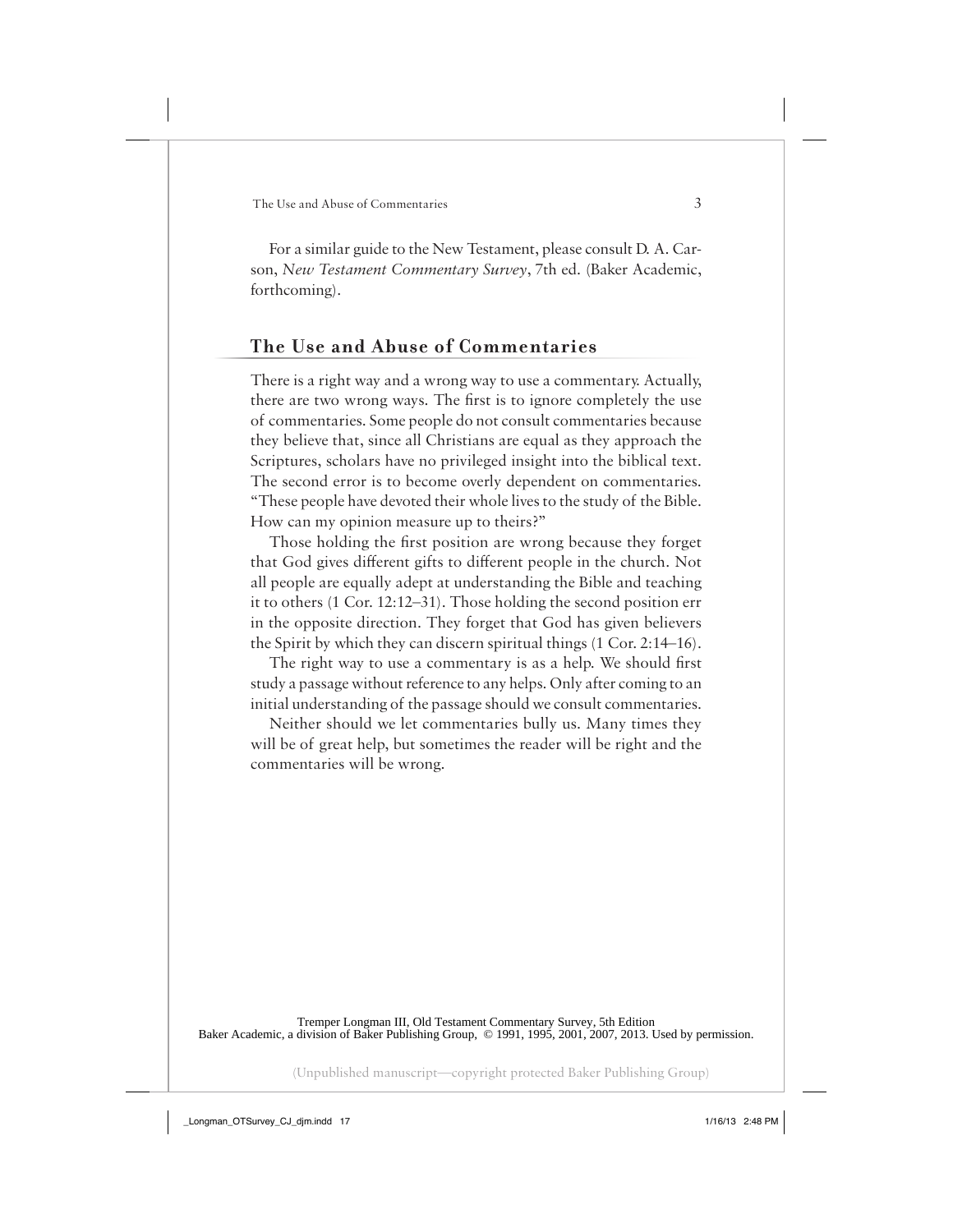For a similar guide to the New Testament, please consult D. A. Carson, *New Testament Commentary Survey*, 7th ed. (Baker Academic, forthcoming).

## The Use and Abuse of Commentaries

There is a right way and a wrong way to use a commentary. Actually, there are two wrong ways. The first is to ignore completely the use of commentaries. Some people do not consult commentaries because they believe that, since all Christians are equal as they approach the Scriptures, scholars have no privileged insight into the biblical text. The second error is to become overly dependent on commentaries. "These people have devoted their whole lives to the study of the Bible. How can my opinion measure up to theirs?"

Those holding the first position are wrong because they forget that God gives different gifts to different people in the church. Not all people are equally adept at understanding the Bible and teaching it to others (1 Cor. 12:12–31). Those holding the second position err in the opposite direction. They forget that God has given believers the Spirit by which they can discern spiritual things (1 Cor. 2:14–16).

The right way to use a commentary is as a help. We should first study a passage without reference to any helps. Only after coming to an initial understanding of the passage should we consult commentaries.

Neither should we let commentaries bully us. Many times they will be of great help, but sometimes the reader will be right and the commentaries will be wrong.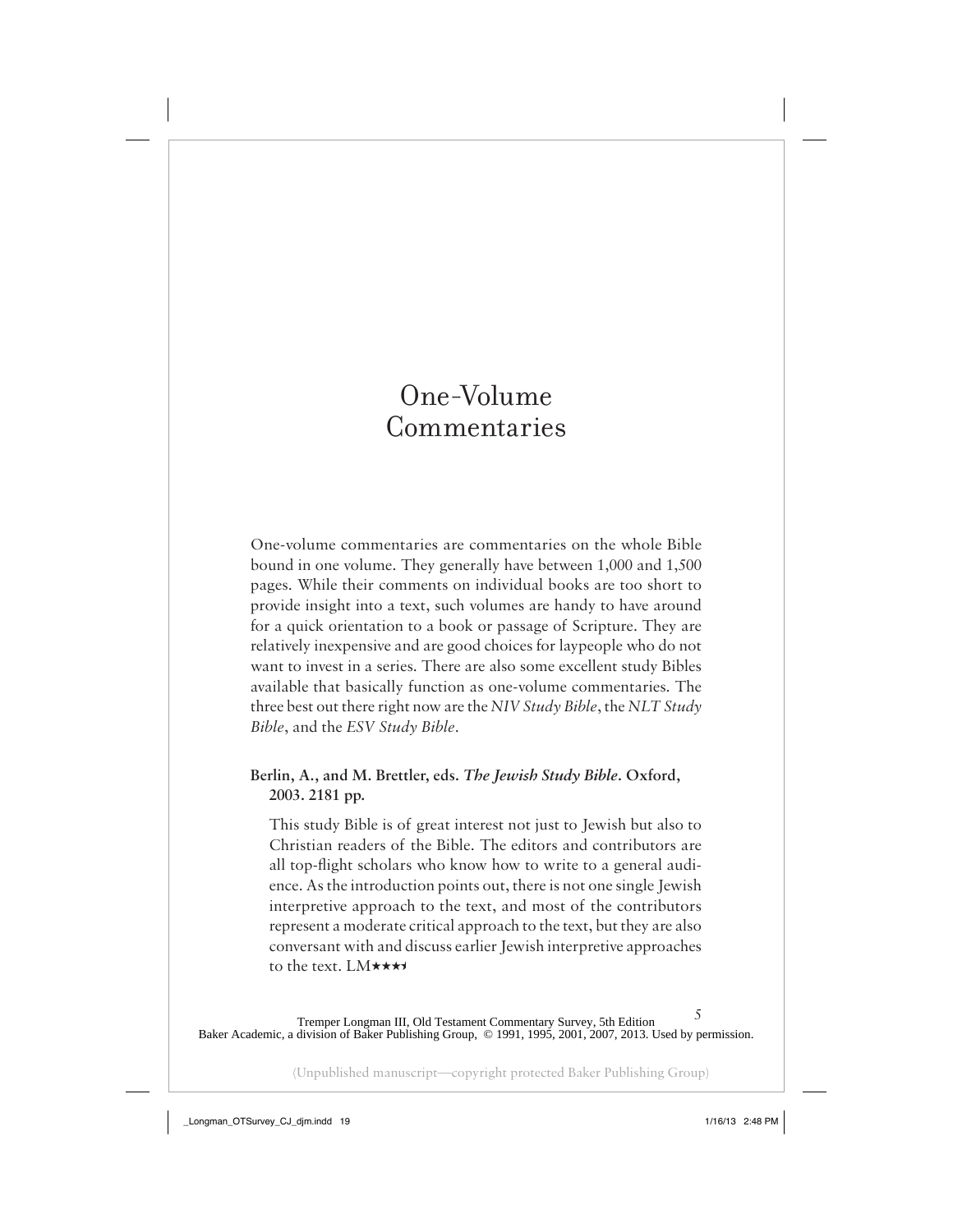# One-Volume Commentaries

One-volume commentaries are commentaries on the whole Bible bound in one volume. They generally have between 1,000 and 1,500 pages. While their comments on individual books are too short to provide insight into a text, such volumes are handy to have around for a quick orientation to a book or passage of Scripture. They are relatively inexpensive and are good choices for laypeople who do not want to invest in a series. There are also some excellent study Bibles available that basically function as one-volume commentaries. The three best out there right now are the *NIV Study Bible*, the *NLT Study Bible*, and the *ESV Study Bible*.

**Berlin, A., and M. Brettler, eds. *The Jewish Study Bible*. Oxford, 2003. 2181 pp.**

This study Bible is of great interest not just to Jewish but also to Christian readers of the Bible. The editors and contributors are all top-flight scholars who know how to write to a general audience. As the introduction points out, there is not one single Jewish interpretive approach to the text, and most of the contributors represent a moderate critical approach to the text, but they are also conversant with and discuss earlier Jewish interpretive approaches to the text. LM★★★½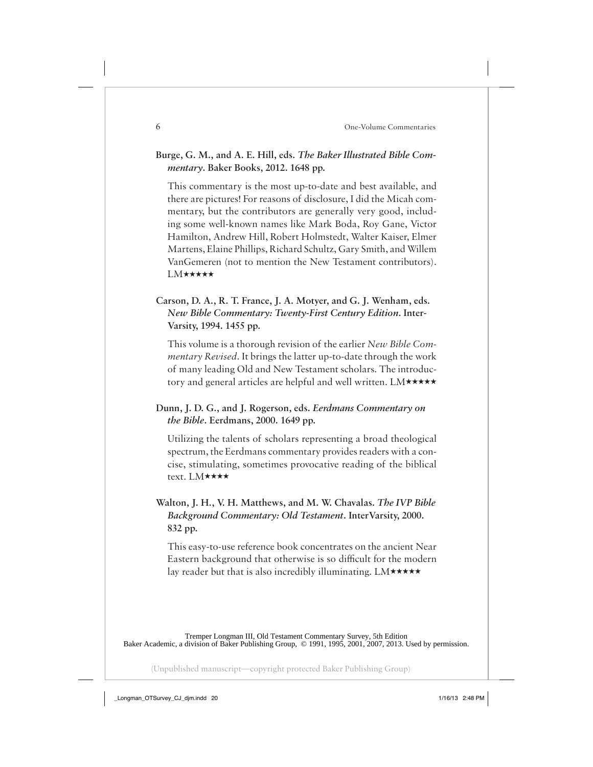**Burge, G. M., and A. E. Hill, eds.** ***The Baker Illustrated Bible Commentary*****. Baker Books, 2012. 1648 pp.**

This commentary is the most up-to-date and best available, and there are pictures! For reasons of disclosure, I did the Micah commentary, but the contributors are generally very good, including some well-known names like Mark Boda, Roy Gane, Victor Hamilton, Andrew Hill, Robert Holmstedt, Walter Kaiser, Elmer Martens, Elaine Phillips, Richard Schultz, Gary Smith, and Willem VanGemeren (not to mention the New Testament contributors). LM★★★★★

**Carson, D. A., R. T. France, J. A. Motyer, and G. J. Wenham, eds.** ***New Bible Commentary: Twenty-First Century Edition*****. InterVarsity, 1994. 1455 pp.**

This volume is a thorough revision of the earlier *New Bible Commentary Revised*. It brings the latter up-to-date through the work of many leading Old and New Testament scholars. The introductory and general articles are helpful and well written. LM★★★★★

**Dunn, J. D. G., and J. Rogerson, eds.** ***Eerdmans Commentary on the Bible*****. Eerdmans, 2000. 1649 pp.**

Utilizing the talents of scholars representing a broad theological spectrum, the Eerdmans commentary provides readers with a concise, stimulating, sometimes provocative reading of the biblical text. LM★★★★

**Walton, J. H., V. H. Matthews, and M. W. Chavalas.** ***The IVP Bible Background Commentary: Old Testament*****. InterVarsity, 2000. 832 pp.**

This easy-to-use reference book concentrates on the ancient Near Eastern background that otherwise is so difficult for the modern lay reader but that is also incredibly illuminating. LM★★★★★

Tremper Longman III, Old Testament Commentary Survey, 5th Edition
Baker Academic, a division of Baker Publishing Group, © 1991, 1995, 2001, 2007, 2013. Used by permission.

(Unpublished manuscript—copyright protected Baker Publishing Group)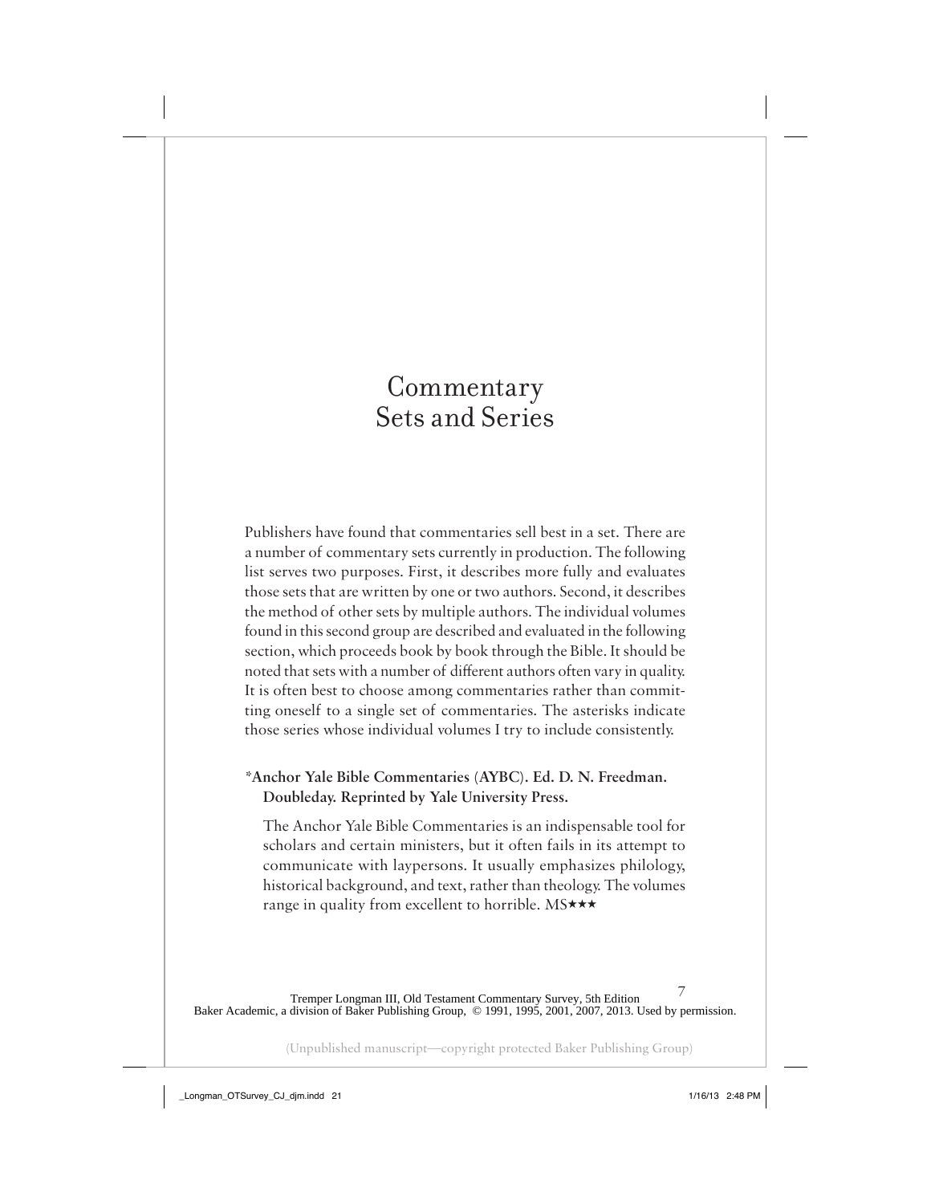# Commentary Sets and Series

Publishers have found that commentaries sell best in a set. There are a number of commentary sets currently in production. The following list serves two purposes. First, it describes more fully and evaluates those sets that are written by one or two authors. Second, it describes the method of other sets by multiple authors. The individual volumes found in this second group are described and evaluated in the following section, which proceeds book by book through the Bible. It should be noted that sets with a number of different authors often vary in quality. It is often best to choose among commentaries rather than committing oneself to a single set of commentaries. The asterisks indicate those series whose individual volumes I try to include consistently.

**\*Anchor Yale Bible Commentaries (AYBC). Ed. D. N. Freedman. Doubleday. Reprinted by Yale University Press.**

The Anchor Yale Bible Commentaries is an indispensable tool for scholars and certain ministers, but it often fails in its attempt to communicate with laypersons. It usually emphasizes philology, historical background, and text, rather than theology. The volumes range in quality from excellent to horrible. MS★★★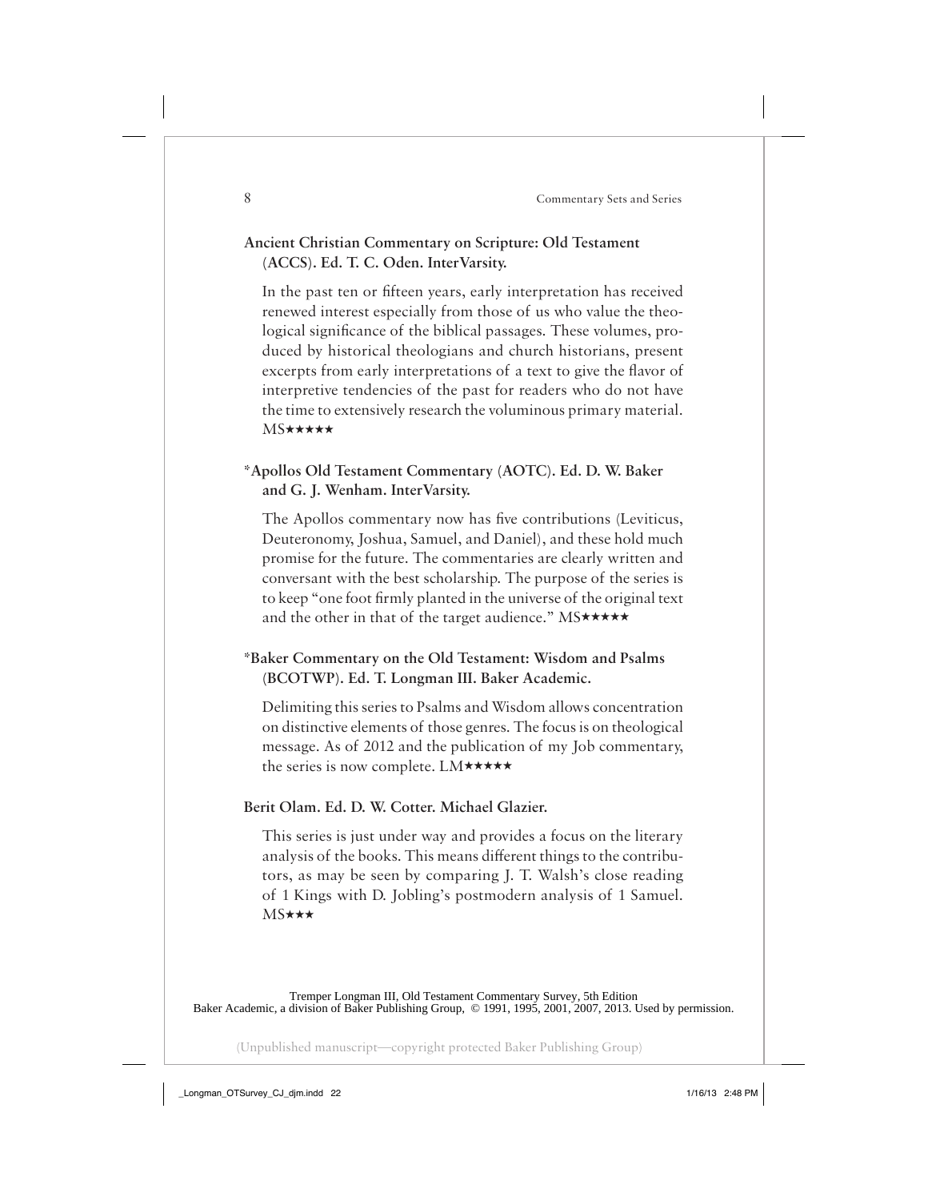**Ancient Christian Commentary on Scripture: Old Testament (ACCS). Ed. T. C. Oden. InterVarsity.**

In the past ten or fifteen years, early interpretation has received renewed interest especially from those of us who value the theological significance of the biblical passages. These volumes, produced by historical theologians and church historians, present excerpts from early interpretations of a text to give the flavor of interpretive tendencies of the past for readers who do not have the time to extensively research the voluminous primary material. MS★★★★★

**\*Apollos Old Testament Commentary (AOTC). Ed. D. W. Baker and G. J. Wenham. InterVarsity.**

The Apollos commentary now has five contributions (Leviticus, Deuteronomy, Joshua, Samuel, and Daniel), and these hold much promise for the future. The commentaries are clearly written and conversant with the best scholarship. The purpose of the series is to keep "one foot firmly planted in the universe of the original text and the other in that of the target audience." MS★★★★★

**\*Baker Commentary on the Old Testament: Wisdom and Psalms (BCOTWP). Ed. T. Longman III. Baker Academic.**

Delimiting this series to Psalms and Wisdom allows concentration on distinctive elements of those genres. The focus is on theological message. As of 2012 and the publication of my Job commentary, the series is now complete. LM★★★★★

**Berit Olam. Ed. D. W. Cotter. Michael Glazier.**

This series is just under way and provides a focus on the literary analysis of the books. This means different things to the contributors, as may be seen by comparing J. T. Walsh's close reading of 1 Kings with D. Jobling's postmodern analysis of 1 Samuel. MS★★★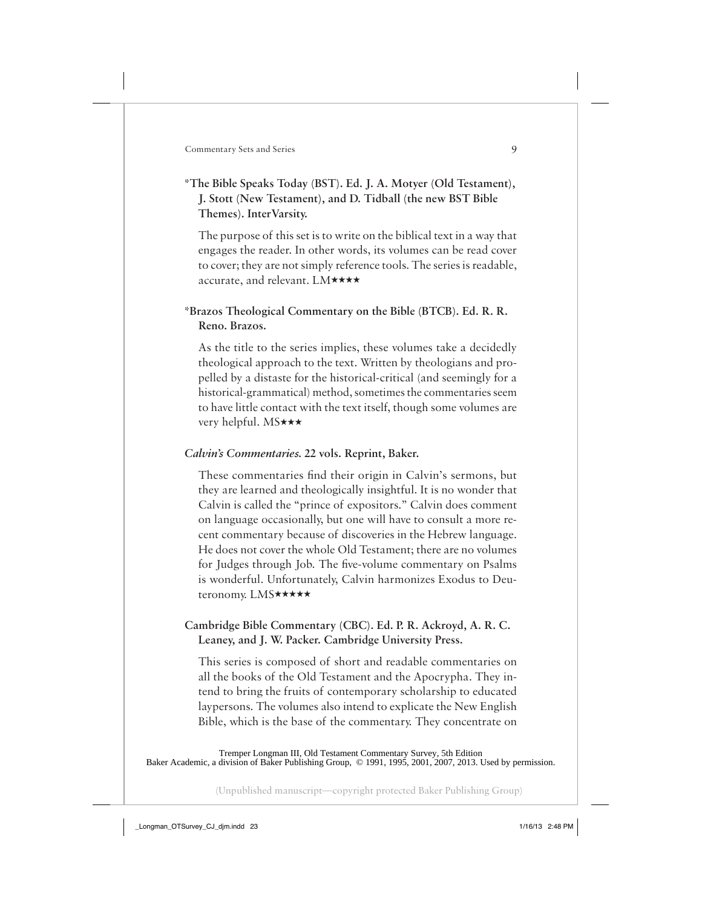**\*The Bible Speaks Today (BST). Ed. J. A. Motyer (Old Testament), J. Stott (New Testament), and D. Tidball (the new BST Bible Themes). InterVarsity.**

The purpose of this set is to write on the biblical text in a way that engages the reader. In other words, its volumes can be read cover to cover; they are not simply reference tools. The series is readable, accurate, and relevant. LM★★★★

**\*Brazos Theological Commentary on the Bible (BTCB). Ed. R. R. Reno. Brazos.**

As the title to the series implies, these volumes take a decidedly theological approach to the text. Written by theologians and propelled by a distaste for the historical-critical (and seemingly for a historical-grammatical) method, sometimes the commentaries seem to have little contact with the text itself, though some volumes are very helpful. MS★★★

***Calvin's Commentaries.* 22 vols. Reprint, Baker.**

These commentaries find their origin in Calvin's sermons, but they are learned and theologically insightful. It is no wonder that Calvin is called the "prince of expositors." Calvin does comment on language occasionally, but one will have to consult a more recent commentary because of discoveries in the Hebrew language. He does not cover the whole Old Testament; there are no volumes for Judges through Job. The five-volume commentary on Psalms is wonderful. Unfortunately, Calvin harmonizes Exodus to Deuteronomy. LMS★★★★★

**Cambridge Bible Commentary (CBC). Ed. P. R. Ackroyd, A. R. C. Leaney, and J. W. Packer. Cambridge University Press.**

This series is composed of short and readable commentaries on all the books of the Old Testament and the Apocrypha. They intend to bring the fruits of contemporary scholarship to educated laypersons. The volumes also intend to explicate the New English Bible, which is the base of the commentary. They concentrate on

Tremper Longman III, Old Testament Commentary Survey, 5th Edition
Baker Academic, a division of Baker Publishing Group, © 1991, 1995, 2001, 2007, 2013. Used by permission.

(Unpublished manuscript—copyright protected Baker Publishing Group)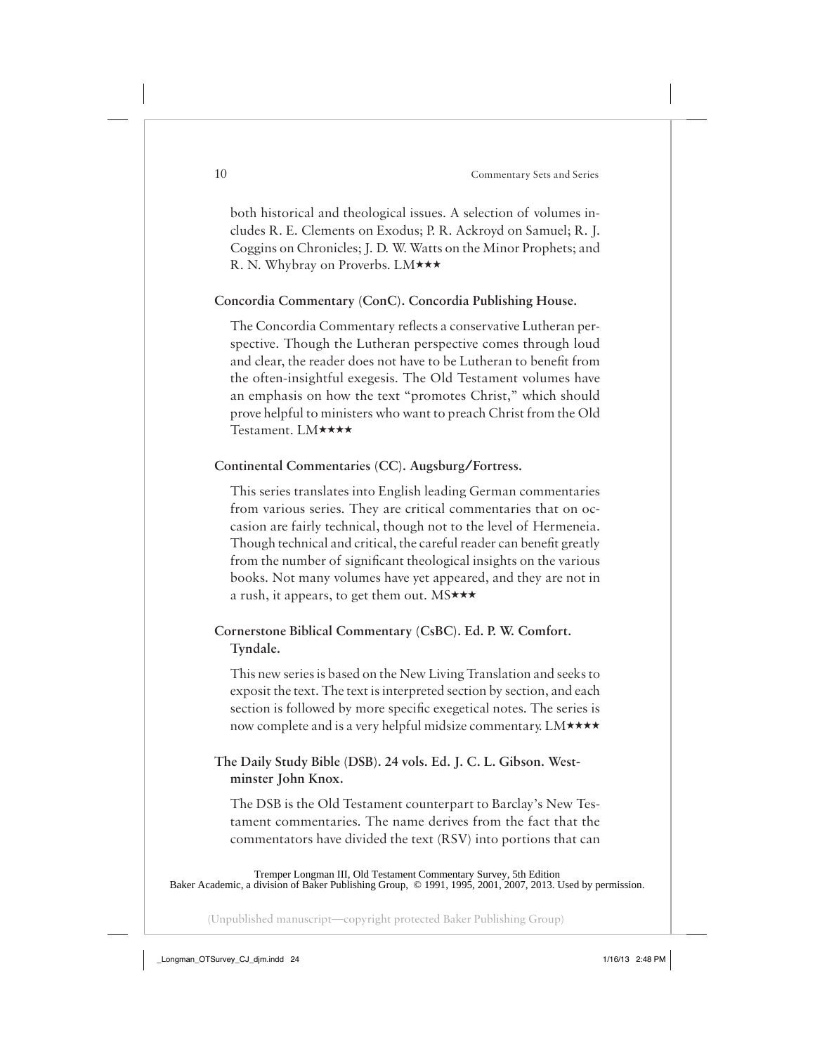both historical and theological issues. A selection of volumes includes R. E. Clements on Exodus; P. R. Ackroyd on Samuel; R. J. Coggins on Chronicles; J. D. W. Watts on the Minor Prophets; and R. N. Whybray on Proverbs. LM★★★

**Concordia Commentary (ConC). Concordia Publishing House.**

The Concordia Commentary reflects a conservative Lutheran perspective. Though the Lutheran perspective comes through loud and clear, the reader does not have to be Lutheran to benefit from the often-insightful exegesis. The Old Testament volumes have an emphasis on how the text "promotes Christ," which should prove helpful to ministers who want to preach Christ from the Old Testament. LM★★★★

**Continental Commentaries (CC). Augsburg/Fortress.**

This series translates into English leading German commentaries from various series. They are critical commentaries that on occasion are fairly technical, though not to the level of Hermeneia. Though technical and critical, the careful reader can benefit greatly from the number of significant theological insights on the various books. Not many volumes have yet appeared, and they are not in a rush, it appears, to get them out. MS★★★

**Cornerstone Biblical Commentary (CsBC). Ed. P. W. Comfort. Tyndale.**

This new series is based on the New Living Translation and seeks to exposit the text. The text is interpreted section by section, and each section is followed by more specific exegetical notes. The series is now complete and is a very helpful midsize commentary. LM★★★★

**The Daily Study Bible (DSB). 24 vols. Ed. J. C. L. Gibson. Westminster John Knox.**

The DSB is the Old Testament counterpart to Barclay's New Testament commentaries. The name derives from the fact that the commentators have divided the text (RSV) into portions that can

Tremper Longman III, Old Testament Commentary Survey, 5th Edition
Baker Academic, a division of Baker Publishing Group, © 1991, 1995, 2001, 2007, 2013. Used by permission.

(Unpublished manuscript—copyright protected Baker Publishing Group)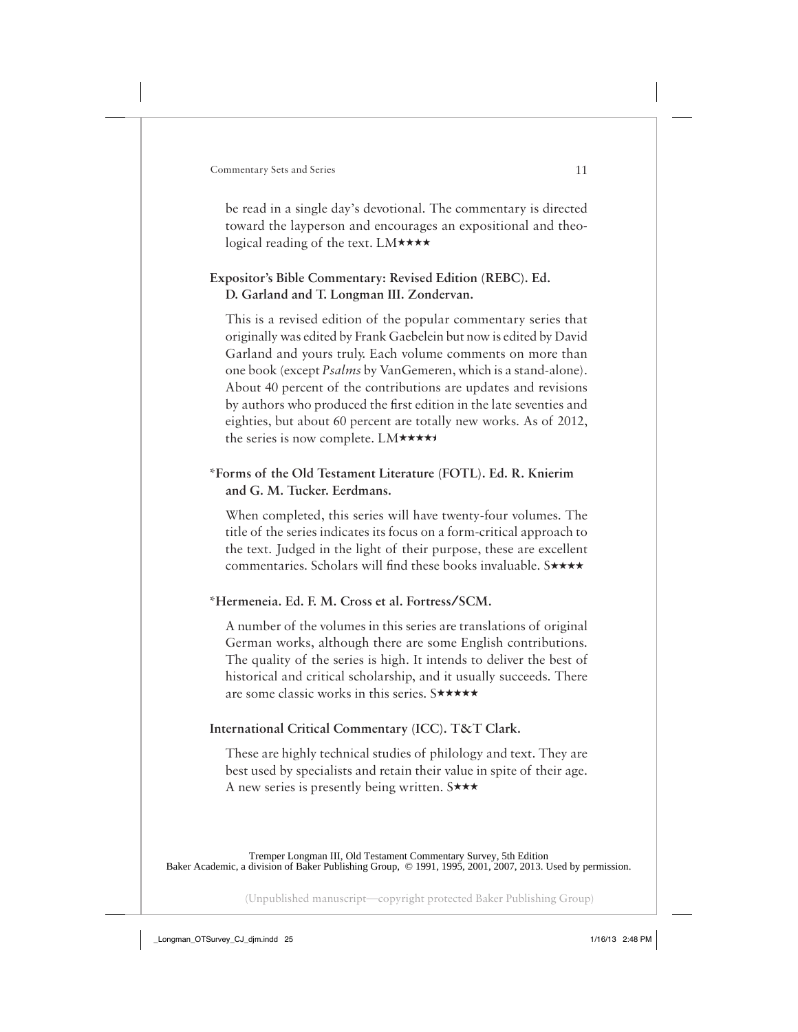be read in a single day's devotional. The commentary is directed toward the layperson and encourages an expositional and theological reading of the text. LM★★★★

**Expositor's Bible Commentary: Revised Edition (REBC). Ed. D. Garland and T. Longman III. Zondervan.**

This is a revised edition of the popular commentary series that originally was edited by Frank Gaebelein but now is edited by David Garland and yours truly. Each volume comments on more than one book (except *Psalms* by VanGemeren, which is a stand-alone). About 40 percent of the contributions are updates and revisions by authors who produced the first edition in the late seventies and eighties, but about 60 percent are totally new works. As of 2012, the series is now complete. LM★★★★½

**\*Forms of the Old Testament Literature (FOTL). Ed. R. Knierim and G. M. Tucker. Eerdmans.**

When completed, this series will have twenty-four volumes. The title of the series indicates its focus on a form-critical approach to the text. Judged in the light of their purpose, these are excellent commentaries. Scholars will find these books invaluable. S★★★★

**\*Hermeneia. Ed. F. M. Cross et al. Fortress/SCM.**

A number of the volumes in this series are translations of original German works, although there are some English contributions. The quality of the series is high. It intends to deliver the best of historical and critical scholarship, and it usually succeeds. There are some classic works in this series. S★★★★★

**International Critical Commentary (ICC). T&T Clark.**

These are highly technical studies of philology and text. They are best used by specialists and retain their value in spite of their age. A new series is presently being written. S★★★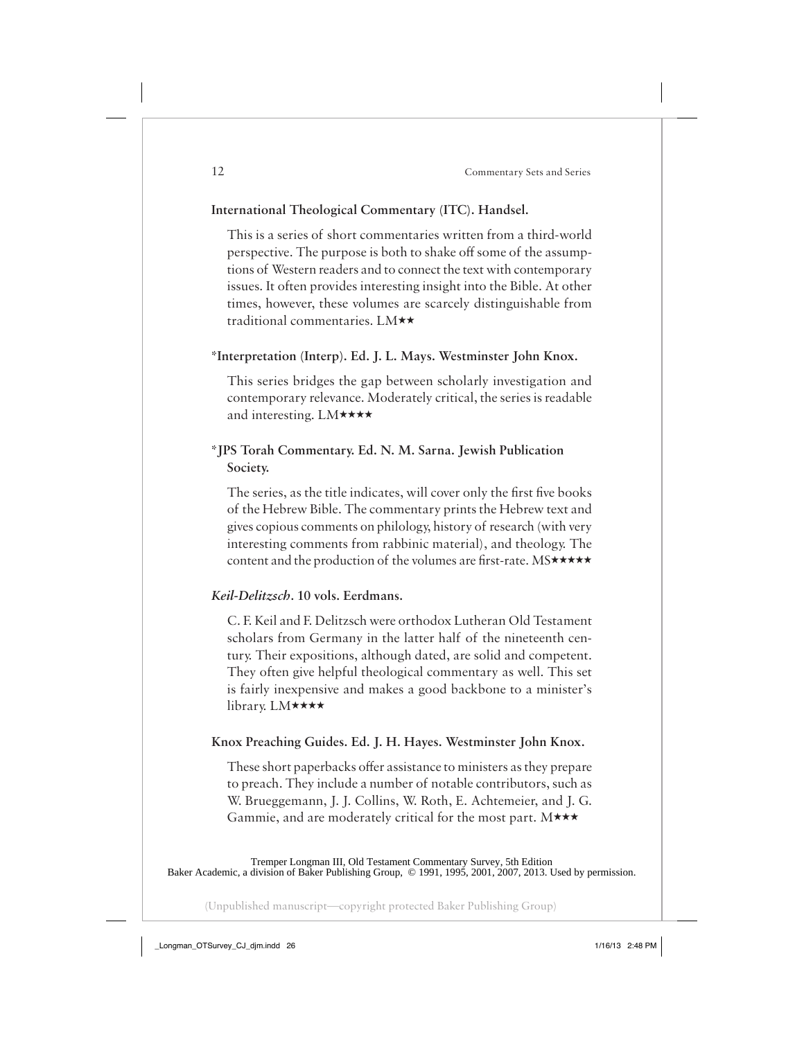**International Theological Commentary (ITC). Handsel.**

This is a series of short commentaries written from a third-world perspective. The purpose is both to shake off some of the assumptions of Western readers and to connect the text with contemporary issues. It often provides interesting insight into the Bible. At other times, however, these volumes are scarcely distinguishable from traditional commentaries. LM★★

***Interpretation (Interp). Ed. J. L. Mays. Westminster John Knox.**

This series bridges the gap between scholarly investigation and contemporary relevance. Moderately critical, the series is readable and interesting. LM★★★★

***JPS Torah Commentary. Ed. N. M. Sarna. Jewish Publication Society.**

The series, as the title indicates, will cover only the first five books of the Hebrew Bible. The commentary prints the Hebrew text and gives copious comments on philology, history of research (with very interesting comments from rabbinic material), and theology. The content and the production of the volumes are first-rate. MS★★★★★

***Keil-Delitzsch*. 10 vols. Eerdmans.**

C. F. Keil and F. Delitzsch were orthodox Lutheran Old Testament scholars from Germany in the latter half of the nineteenth century. Their expositions, although dated, are solid and competent. They often give helpful theological commentary as well. This set is fairly inexpensive and makes a good backbone to a minister's library. LM★★★★

**Knox Preaching Guides. Ed. J. H. Hayes. Westminster John Knox.**

These short paperbacks offer assistance to ministers as they prepare to preach. They include a number of notable contributors, such as W. Brueggemann, J. J. Collins, W. Roth, E. Achtemeier, and J. G. Gammie, and are moderately critical for the most part. M★★★

Tremper Longman III, Old Testament Commentary Survey, 5th Edition
Baker Academic, a division of Baker Publishing Group, © 1991, 1995, 2001, 2007, 2013. Used by permission.

(Unpublished manuscript—copyright protected Baker Publishing Group)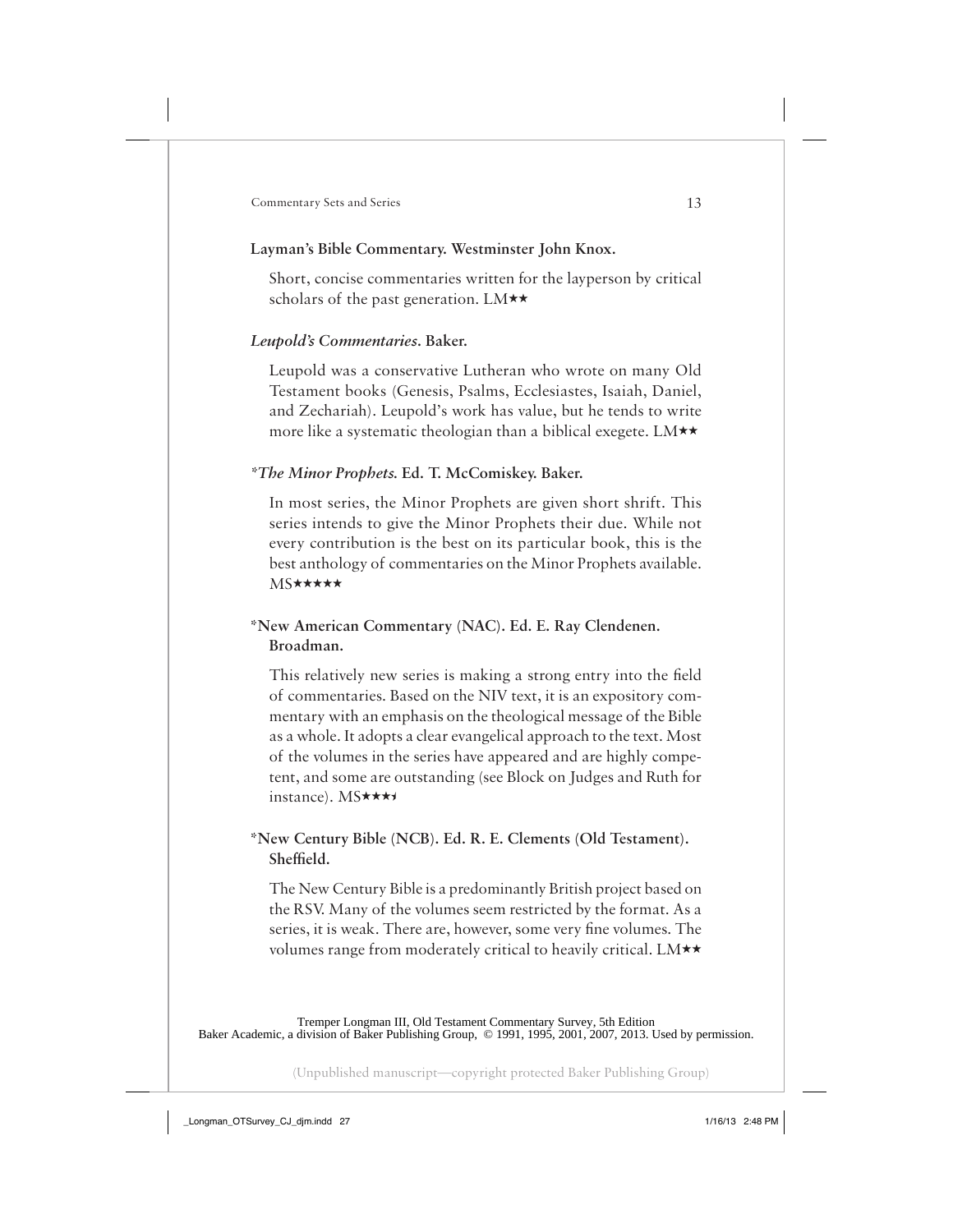**Layman's Bible Commentary. Westminster John Knox.**

Short, concise commentaries written for the layperson by critical scholars of the past generation. LM★★

***Leupold's Commentaries*. Baker.**

Leupold was a conservative Lutheran who wrote on many Old Testament books (Genesis, Psalms, Ecclesiastes, Isaiah, Daniel, and Zechariah). Leupold's work has value, but he tends to write more like a systematic theologian than a biblical exegete. LM★★

**\**The Minor Prophets*. Ed. T. McComiskey. Baker.**

In most series, the Minor Prophets are given short shrift. This series intends to give the Minor Prophets their due. While not every contribution is the best on its particular book, this is the best anthology of commentaries on the Minor Prophets available. MS★★★★★

**\*New American Commentary (NAC). Ed. E. Ray Clendenen. Broadman.**

This relatively new series is making a strong entry into the field of commentaries. Based on the NIV text, it is an expository commentary with an emphasis on the theological message of the Bible as a whole. It adopts a clear evangelical approach to the text. Most of the volumes in the series have appeared and are highly competent, and some are outstanding (see Block on Judges and Ruth for instance). MS★★★½

**\*New Century Bible (NCB). Ed. R. E. Clements (Old Testament). Sheffield.**

The New Century Bible is a predominantly British project based on the RSV. Many of the volumes seem restricted by the format. As a series, it is weak. There are, however, some very fine volumes. The volumes range from moderately critical to heavily critical. LM★★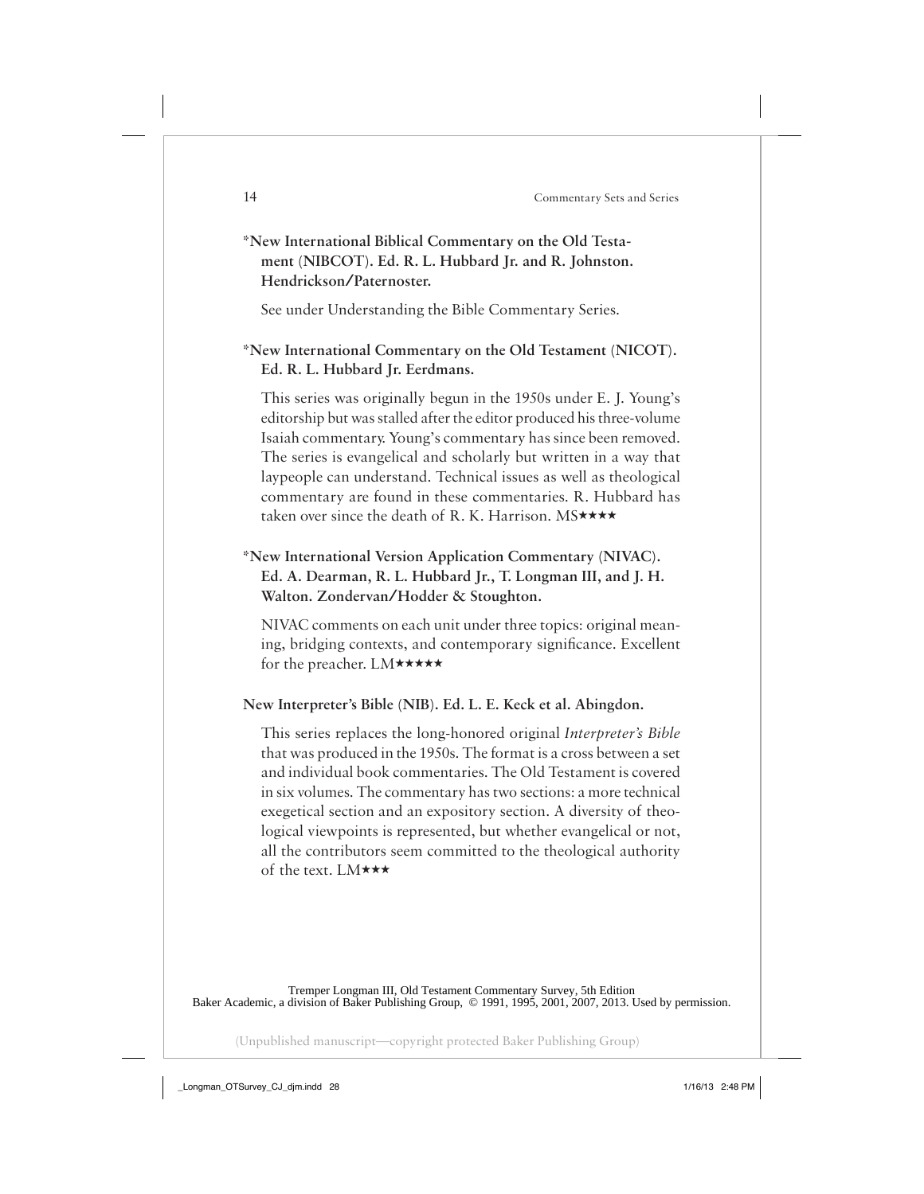**\*New International Biblical Commentary on the Old Testament (NIBCOT). Ed. R. L. Hubbard Jr. and R. Johnston. Hendrickson/Paternoster.**

See under Understanding the Bible Commentary Series.

**\*New International Commentary on the Old Testament (NICOT). Ed. R. L. Hubbard Jr. Eerdmans.**

This series was originally begun in the 1950s under E. J. Young's editorship but was stalled after the editor produced his three-volume Isaiah commentary. Young's commentary has since been removed. The series is evangelical and scholarly but written in a way that laypeople can understand. Technical issues as well as theological commentary are found in these commentaries. R. Hubbard has taken over since the death of R. K. Harrison. MS★★★★

**\*New International Version Application Commentary (NIVAC). Ed. A. Dearman, R. L. Hubbard Jr., T. Longman III, and J. H. Walton. Zondervan/Hodder & Stoughton.**

NIVAC comments on each unit under three topics: original meaning, bridging contexts, and contemporary significance. Excellent for the preacher. LM★★★★★

**New Interpreter's Bible (NIB). Ed. L. E. Keck et al. Abingdon.**

This series replaces the long-honored original *Interpreter's Bible* that was produced in the 1950s. The format is a cross between a set and individual book commentaries. The Old Testament is covered in six volumes. The commentary has two sections: a more technical exegetical section and an expository section. A diversity of theological viewpoints is represented, but whether evangelical or not, all the contributors seem committed to the theological authority of the text. LM★★★

Tremper Longman III, Old Testament Commentary Survey, 5th Edition
Baker Academic, a division of Baker Publishing Group, © 1991, 1995, 2001, 2007, 2013. Used by permission.

(Unpublished manuscript—copyright protected Baker Publishing Group)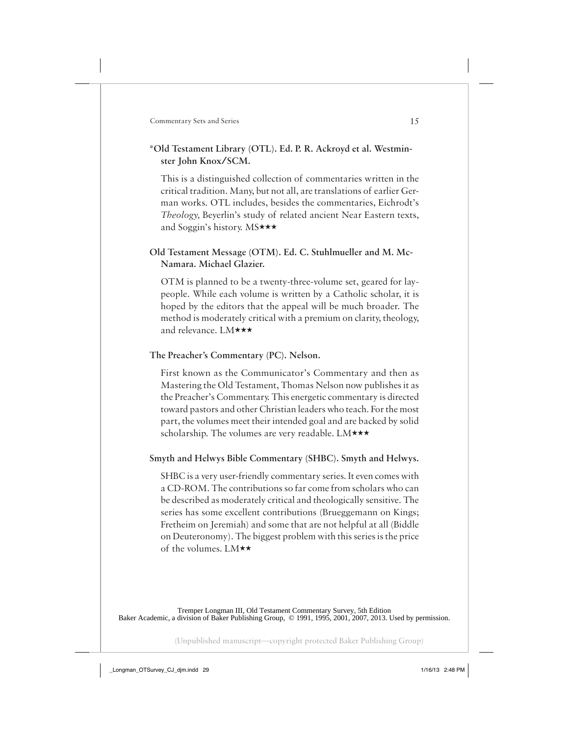**\*Old Testament Library (OTL). Ed. P. R. Ackroyd et al. Westminster John Knox/SCM.**

This is a distinguished collection of commentaries written in the critical tradition. Many, but not all, are translations of earlier German works. OTL includes, besides the commentaries, Eichrodt's *Theology,* Beyerlin's study of related ancient Near Eastern texts, and Soggin's history. MS★★★

**Old Testament Message (OTM). Ed. C. Stuhlmueller and M. McNamara. Michael Glazier.**

OTM is planned to be a twenty-three-volume set, geared for laypeople. While each volume is written by a Catholic scholar, it is hoped by the editors that the appeal will be much broader. The method is moderately critical with a premium on clarity, theology, and relevance. LM★★★

**The Preacher's Commentary (PC). Nelson.**

First known as the Communicator's Commentary and then as Mastering the Old Testament, Thomas Nelson now publishes it as the Preacher's Commentary. This energetic commentary is directed toward pastors and other Christian leaders who teach. For the most part, the volumes meet their intended goal and are backed by solid scholarship. The volumes are very readable. LM★★★

**Smyth and Helwys Bible Commentary (SHBC). Smyth and Helwys.**

SHBC is a very user-friendly commentary series. It even comes with a CD-ROM. The contributions so far come from scholars who can be described as moderately critical and theologically sensitive. The series has some excellent contributions (Brueggemann on Kings; Fretheim on Jeremiah) and some that are not helpful at all (Biddle on Deuteronomy). The biggest problem with this series is the price of the volumes. LM★★

Tremper Longman III, Old Testament Commentary Survey, 5th Edition
Baker Academic, a division of Baker Publishing Group, © 1991, 1995, 2001, 2007, 2013. Used by permission.

(Unpublished manuscript—copyright protected Baker Publishing Group)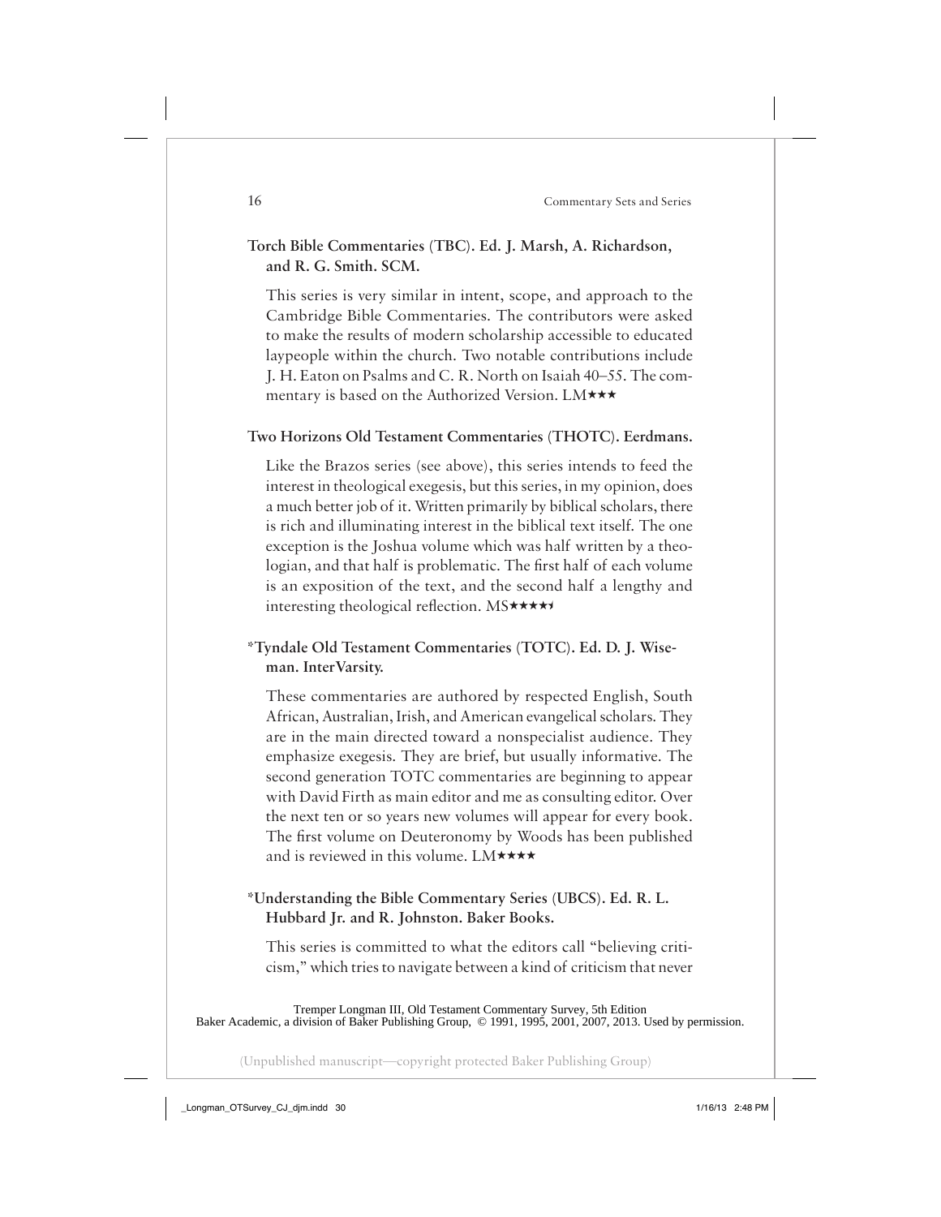**Torch Bible Commentaries (TBC). Ed. J. Marsh, A. Richardson, and R. G. Smith. SCM.**

This series is very similar in intent, scope, and approach to the Cambridge Bible Commentaries. The contributors were asked to make the results of modern scholarship accessible to educated laypeople within the church. Two notable contributions include J. H. Eaton on Psalms and C. R. North on Isaiah 40–55. The commentary is based on the Authorized Version. LM★★★

**Two Horizons Old Testament Commentaries (THOTC). Eerdmans.**

Like the Brazos series (see above), this series intends to feed the interest in theological exegesis, but this series, in my opinion, does a much better job of it. Written primarily by biblical scholars, there is rich and illuminating interest in the biblical text itself. The one exception is the Joshua volume which was half written by a theologian, and that half is problematic. The first half of each volume is an exposition of the text, and the second half a lengthy and interesting theological reflection. MS★★★★½

**\*Tyndale Old Testament Commentaries (TOTC). Ed. D. J. Wiseman. InterVarsity.**

These commentaries are authored by respected English, South African, Australian, Irish, and American evangelical scholars. They are in the main directed toward a nonspecialist audience. They emphasize exegesis. They are brief, but usually informative. The second generation TOTC commentaries are beginning to appear with David Firth as main editor and me as consulting editor. Over the next ten or so years new volumes will appear for every book. The first volume on Deuteronomy by Woods has been published and is reviewed in this volume. LM★★★★

**\*Understanding the Bible Commentary Series (UBCS). Ed. R. L. Hubbard Jr. and R. Johnston. Baker Books.**

This series is committed to what the editors call "believing criticism," which tries to navigate between a kind of criticism that never

Tremper Longman III, Old Testament Commentary Survey, 5th Edition
Baker Academic, a division of Baker Publishing Group, © 1991, 1995, 2001, 2007, 2013. Used by permission.

(Unpublished manuscript—copyright protected Baker Publishing Group)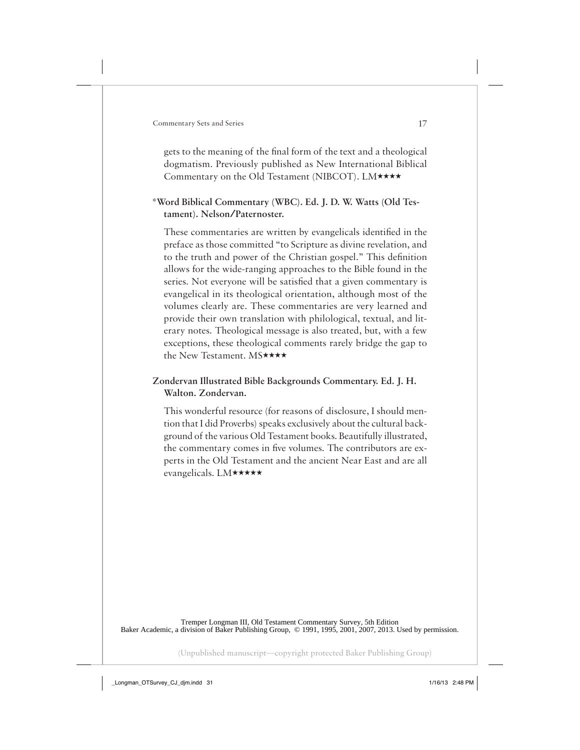gets to the meaning of the final form of the text and a theological dogmatism. Previously published as New International Biblical Commentary on the Old Testament (NIBCOT). LM★★★★

**\*Word Biblical Commentary (WBC). Ed. J. D. W. Watts (Old Testament). Nelson/Paternoster.**

These commentaries are written by evangelicals identified in the preface as those committed "to Scripture as divine revelation, and to the truth and power of the Christian gospel." This definition allows for the wide-ranging approaches to the Bible found in the series. Not everyone will be satisfied that a given commentary is evangelical in its theological orientation, although most of the volumes clearly are. These commentaries are very learned and provide their own translation with philological, textual, and literary notes. Theological message is also treated, but, with a few exceptions, these theological comments rarely bridge the gap to the New Testament. MS★★★★

**Zondervan Illustrated Bible Backgrounds Commentary. Ed. J. H. Walton. Zondervan.**

This wonderful resource (for reasons of disclosure, I should mention that I did Proverbs) speaks exclusively about the cultural background of the various Old Testament books. Beautifully illustrated, the commentary comes in five volumes. The contributors are experts in the Old Testament and the ancient Near East and are all evangelicals. LM★★★★★

Tremper Longman III, Old Testament Commentary Survey, 5th Edition
Baker Academic, a division of Baker Publishing Group, © 1991, 1995, 2001, 2007, 2013. Used by permission.

(Unpublished manuscript—copyright protected Baker Publishing Group)